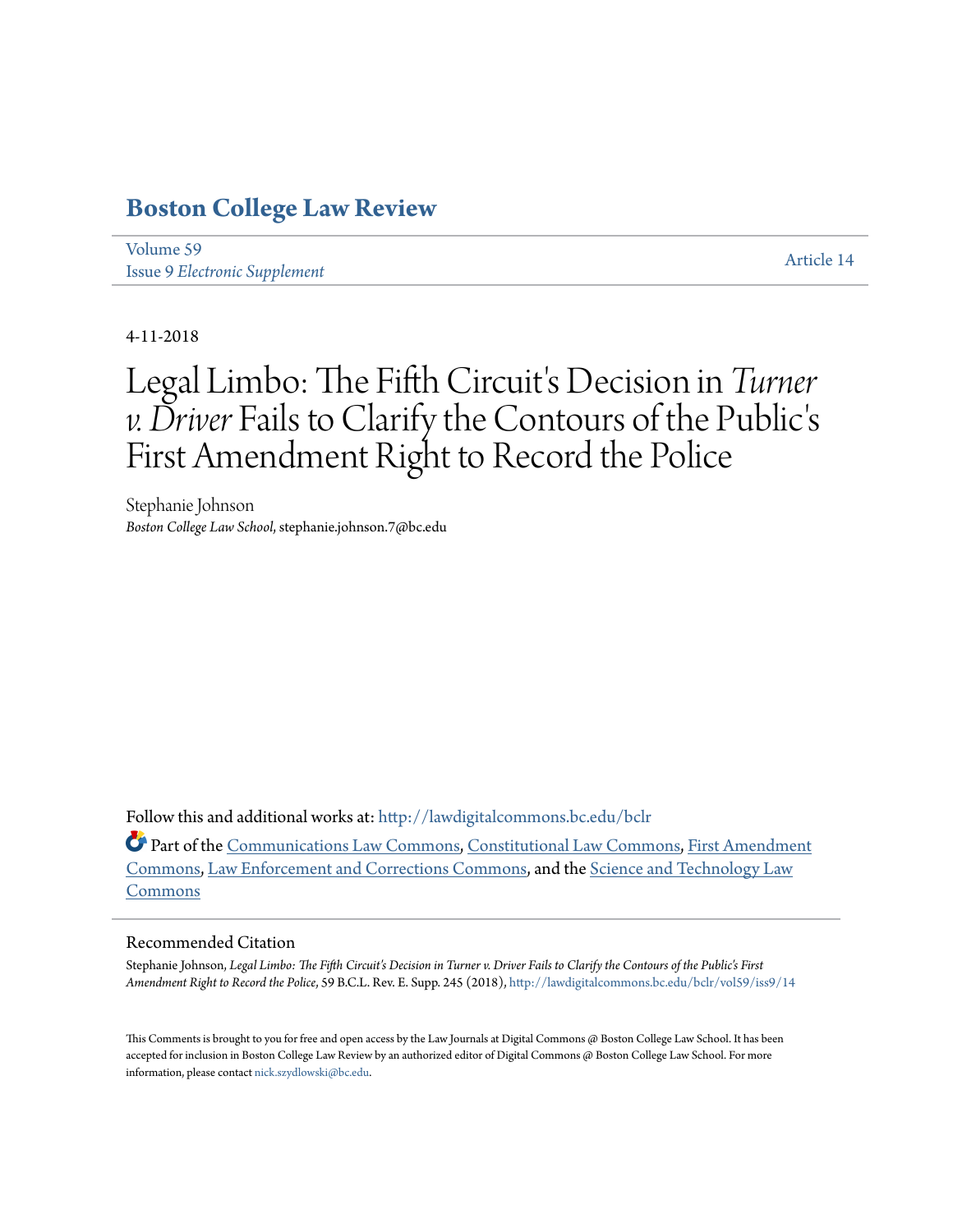# Boston College Law Review

Volume 59
Issue 9 *Electronic Supplement*

Article 14

4-11-2018

# Legal Limbo: The Fifth Circuit's Decision in *Turner v. Driver* Fails to Clarify the Contours of the Public's First Amendment Right to Record the Police

Stephanie Johnson
*Boston College Law School*, stephanie.johnson.7@bc.edu

Follow this and additional works at: http://lawdigitalcommons.bc.edu/bclr

Part of the Communications Law Commons, Constitutional Law Commons, First Amendment Commons, Law Enforcement and Corrections Commons, and the Science and Technology Law Commons

## Recommended Citation

Stephanie Johnson, *Legal Limbo: The Fifth Circuit's Decision in Turner v. Driver Fails to Clarify the Contours of the Public's First Amendment Right to Record the Police*, 59 B.C.L. Rev. E. Supp. 245 (2018), http://lawdigitalcommons.bc.edu/bclr/vol59/iss9/14

This Comments is brought to you for free and open access by the Law Journals at Digital Commons @ Boston College Law School. It has been accepted for inclusion in Boston College Law Review by an authorized editor of Digital Commons @ Boston College Law School. For more information, please contact nick.szydlowski@bc.edu.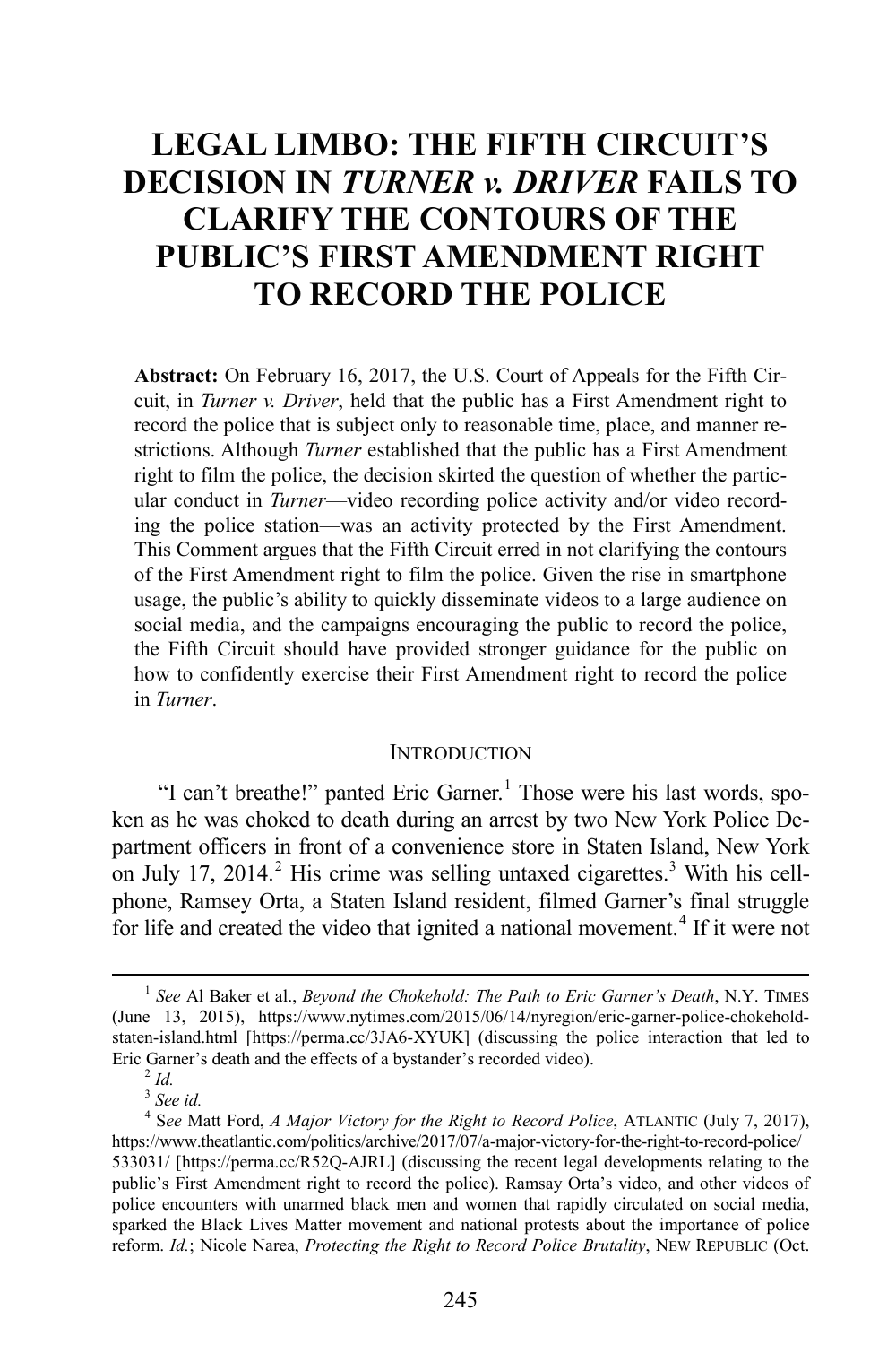# LEGAL LIMBO: THE FIFTH CIRCUIT'S DECISION IN *TURNER v. DRIVER* FAILS TO CLARIFY THE CONTOURS OF THE PUBLIC'S FIRST AMENDMENT RIGHT TO RECORD THE POLICE

**Abstract:** On February 16, 2017, the U.S. Court of Appeals for the Fifth Circuit, in *Turner v. Driver*, held that the public has a First Amendment right to record the police that is subject only to reasonable time, place, and manner restrictions. Although *Turner* established that the public has a First Amendment right to film the police, the decision skirted the question of whether the particular conduct in *Turner*—video recording police activity and/or video recording the police station—was an activity protected by the First Amendment. This Comment argues that the Fifth Circuit erred in not clarifying the contours of the First Amendment right to film the police. Given the rise in smartphone usage, the public's ability to quickly disseminate videos to a large audience on social media, and the campaigns encouraging the public to record the police, the Fifth Circuit should have provided stronger guidance for the public on how to confidently exercise their First Amendment right to record the police in *Turner*.

## INTRODUCTION

"I can't breathe!" panted Eric Garner.[1] Those were his last words, spoken as he was choked to death during an arrest by two New York Police Department officers in front of a convenience store in Staten Island, New York on July 17, 2014.[2] His crime was selling untaxed cigarettes.[3] With his cellphone, Ramsey Orta, a Staten Island resident, filmed Garner's final struggle for life and created the video that ignited a national movement.[4] If it were not

---

[1] *See* Al Baker et al., *Beyond the Chokehold: The Path to Eric Garner's Death*, N.Y. TIMES (June 13, 2015), https://www.nytimes.com/2015/06/14/nyregion/eric-garner-police-chokehold-staten-island.html [https://perma.cc/3JA6-XYUK] (discussing the police interaction that led to Eric Garner's death and the effects of a bystander's recorded video).

[2] *Id.*

[3] *See id.*

[4] S*ee* Matt Ford, *A Major Victory for the Right to Record Police*, ATLANTIC (July 7, 2017), https://www.theatlantic.com/politics/archive/2017/07/a-major-victory-for-the-right-to-record-police/533031/ [https://perma.cc/R52Q-AJRL] (discussing the recent legal developments relating to the public's First Amendment right to record the police). Ramsay Orta's video, and other videos of police encounters with unarmed black men and women that rapidly circulated on social media, sparked the Black Lives Matter movement and national protests about the importance of police reform. *Id.*; Nicole Narea, *Protecting the Right to Record Police Brutality*, NEW REPUBLIC (Oct.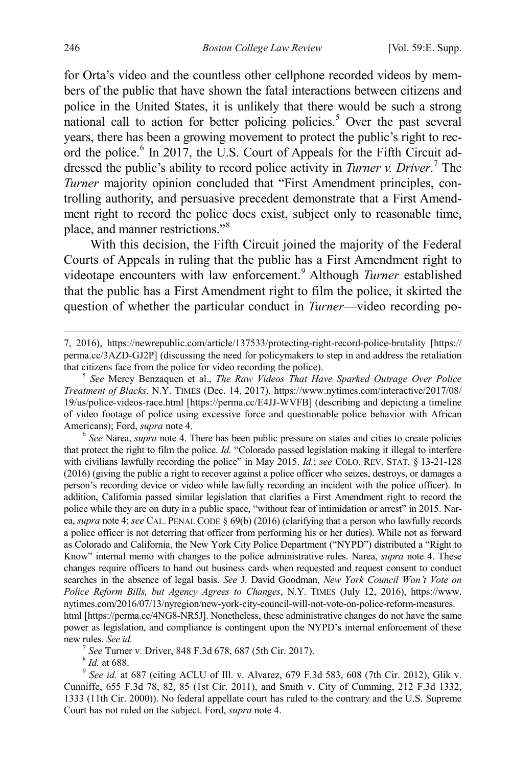for Orta's video and the countless other cellphone recorded videos by members of the public that have shown the fatal interactions between citizens and police in the United States, it is unlikely that there would be such a strong national call to action for better policing policies.[5] Over the past several years, there has been a growing movement to protect the public's right to record the police.[6] In 2017, the U.S. Court of Appeals for the Fifth Circuit addressed the public's ability to record police activity in *Turner v. Driver*.[7] The *Turner* majority opinion concluded that "First Amendment principles, controlling authority, and persuasive precedent demonstrate that a First Amendment right to record the police does exist, subject only to reasonable time, place, and manner restrictions."[8]

With this decision, the Fifth Circuit joined the majority of the Federal Courts of Appeals in ruling that the public has a First Amendment right to videotape encounters with law enforcement.[9] Although *Turner* established that the public has a First Amendment right to film the police, it skirted the question of whether the particular conduct in *Turner*—video recording po-

---

7, 2016), https://newrepublic.com/article/137533/protecting-right-record-police-brutality [https://perma.cc/3AZD-GJ2P] (discussing the need for policymakers to step in and address the retaliation that citizens face from the police for video recording the police).

[5] *See* Mercy Benzaquen et al., *The Raw Videos That Have Sparked Outrage Over Police Treatment of Blacks*, N.Y. TIMES (Dec. 14, 2017), https://www.nytimes.com/interactive/2017/08/19/us/police-videos-race.html [https://perma.cc/E4JJ-WVFB] (describing and depicting a timeline of video footage of police using excessive force and questionable police behavior with African Americans); Ford, *supra* note 4.

[6] *See* Narea, *supra* note 4. There has been public pressure on states and cities to create policies that protect the right to film the police. *Id.* "Colorado passed legislation making it illegal to interfere with civilians lawfully recording the police" in May 2015. *Id.*; *see* COLO. REV. STAT. § 13-21-128 (2016) (giving the public a right to recover against a police officer who seizes, destroys, or damages a person's recording device or video while lawfully recording an incident with the police officer). In addition, California passed similar legislation that clarifies a First Amendment right to record the police while they are on duty in a public space, "without fear of intimidation or arrest" in 2015. Narea, *supra* note 4; *see* CAL. PENAL CODE § 69(b) (2016) (clarifying that a person who lawfully records a police officer is not deterring that officer from performing his or her duties). While not as forward as Colorado and California, the New York City Police Department ("NYPD") distributed a "Right to Know" internal memo with changes to the police administrative rules. Narea, *supra* note 4. These changes require officers to hand out business cards when requested and request consent to conduct searches in the absence of legal basis. *See* J. David Goodman, *New York Council Won't Vote on Police Reform Bills, but Agency Agrees to Changes*, N.Y. TIMES (July 12, 2016), https://www.nytimes.com/2016/07/13/nyregion/new-york-city-council-will-not-vote-on-police-reform-measures.html [https://perma.cc/4NG8-NR5J]. Nonetheless, these administrative changes do not have the same power as legislation, and compliance is contingent upon the NYPD's internal enforcement of these new rules. *See id.*

[7] *See* Turner v. Driver, 848 F.3d 678, 687 (5th Cir. 2017).

[8] *Id.* at 688.

[9] *See id.* at 687 (citing ACLU of Ill. v. Alvarez, 679 F.3d 583, 608 (7th Cir. 2012), Glik v. Cunniffe, 655 F.3d 78, 82, 85 (1st Cir. 2011), and Smith v. City of Cumming, 212 F.3d 1332, 1333 (11th Cir. 2000)). No federal appellate court has ruled to the contrary and the U.S. Supreme Court has not ruled on the subject. Ford, *supra* note 4.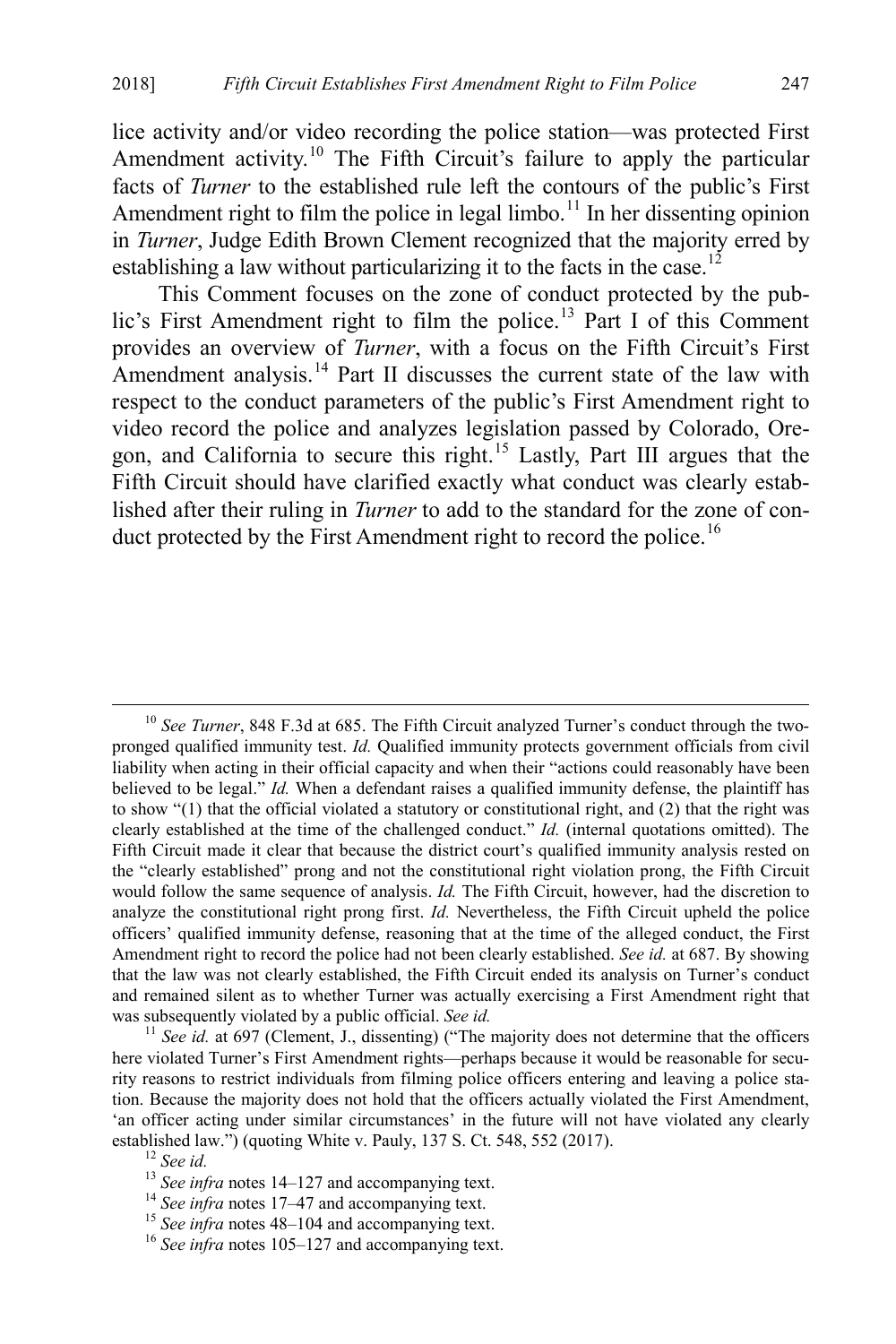lice activity and/or video recording the police station—was protected First Amendment activity.[10] The Fifth Circuit's failure to apply the particular facts of *Turner* to the established rule left the contours of the public's First Amendment right to film the police in legal limbo.[11] In her dissenting opinion in *Turner*, Judge Edith Brown Clement recognized that the majority erred by establishing a law without particularizing it to the facts in the case.[12]

This Comment focuses on the zone of conduct protected by the public's First Amendment right to film the police.[13] Part I of this Comment provides an overview of *Turner*, with a focus on the Fifth Circuit's First Amendment analysis.[14] Part II discusses the current state of the law with respect to the conduct parameters of the public's First Amendment right to video record the police and analyzes legislation passed by Colorado, Oregon, and California to secure this right.[15] Lastly, Part III argues that the Fifth Circuit should have clarified exactly what conduct was clearly established after their ruling in *Turner* to add to the standard for the zone of conduct protected by the First Amendment right to record the police.[16]

---

[10] *See Turner*, 848 F.3d at 685. The Fifth Circuit analyzed Turner's conduct through the two-pronged qualified immunity test. *Id.* Qualified immunity protects government officials from civil liability when acting in their official capacity and when their "actions could reasonably have been believed to be legal." *Id.* When a defendant raises a qualified immunity defense, the plaintiff has to show "(1) that the official violated a statutory or constitutional right, and (2) that the right was clearly established at the time of the challenged conduct." *Id.* (internal quotations omitted). The Fifth Circuit made it clear that because the district court's qualified immunity analysis rested on the "clearly established" prong and not the constitutional right violation prong, the Fifth Circuit would follow the same sequence of analysis. *Id.* The Fifth Circuit, however, had the discretion to analyze the constitutional right prong first. *Id.* Nevertheless, the Fifth Circuit upheld the police officers' qualified immunity defense, reasoning that at the time of the alleged conduct, the First Amendment right to record the police had not been clearly established. *See id.* at 687. By showing that the law was not clearly established, the Fifth Circuit ended its analysis on Turner's conduct and remained silent as to whether Turner was actually exercising a First Amendment right that was subsequently violated by a public official. *See id.*

[11] *See id.* at 697 (Clement, J., dissenting) ("The majority does not determine that the officers here violated Turner's First Amendment rights—perhaps because it would be reasonable for security reasons to restrict individuals from filming police officers entering and leaving a police station. Because the majority does not hold that the officers actually violated the First Amendment, 'an officer acting under similar circumstances' in the future will not have violated any clearly established law.") (quoting White v. Pauly, 137 S. Ct. 548, 552 (2017).

[12] *See id.*

[13] *See infra* notes 14–127 and accompanying text.

[14] *See infra* notes 17–47 and accompanying text.

[15] *See infra* notes 48–104 and accompanying text.

[16] *See infra* notes 105–127 and accompanying text.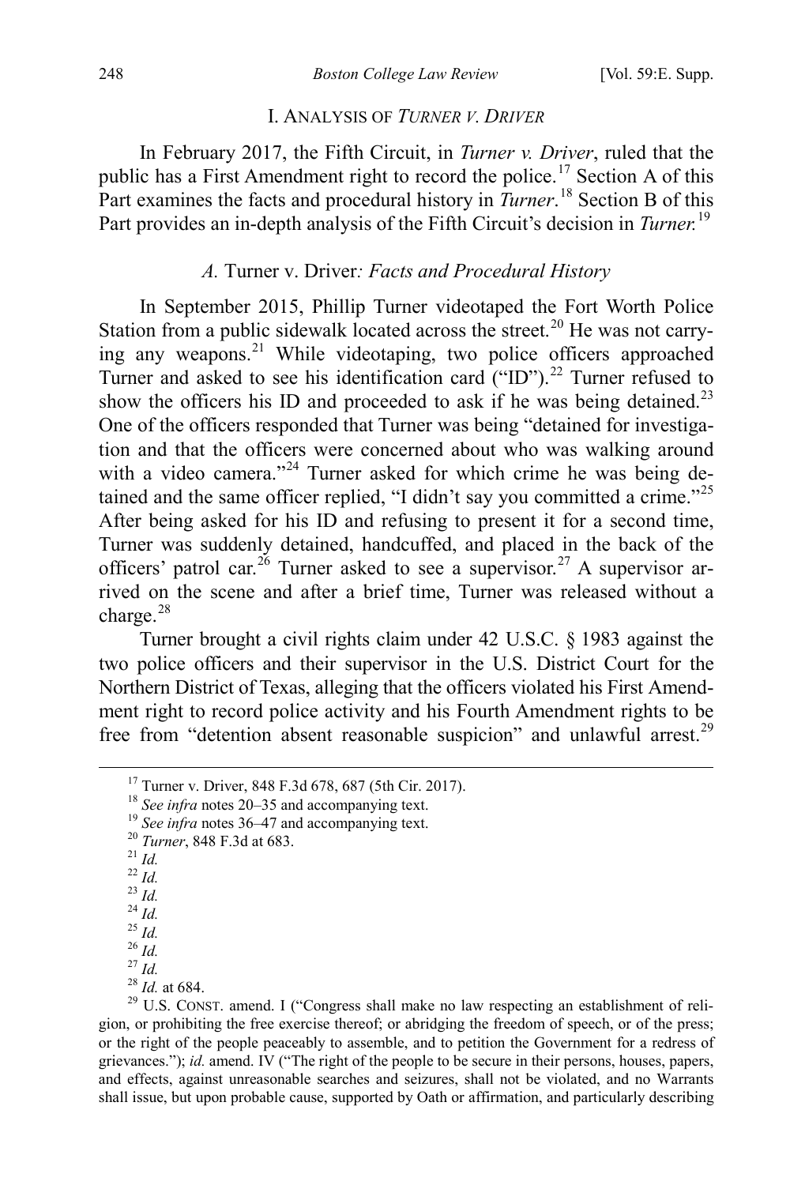## I. ANALYSIS OF *TURNER V. DRIVER*

In February 2017, the Fifth Circuit, in *Turner v. Driver*, ruled that the public has a First Amendment right to record the police.[17] Section A of this Part examines the facts and procedural history in *Turner*.[18] Section B of this Part provides an in-depth analysis of the Fifth Circuit's decision in *Turner.*[19]

### *A.* Turner v. Driver*: Facts and Procedural History*

In September 2015, Phillip Turner videotaped the Fort Worth Police Station from a public sidewalk located across the street.[20] He was not carrying any weapons.[21] While videotaping, two police officers approached Turner and asked to see his identification card ("ID").[22] Turner refused to show the officers his ID and proceeded to ask if he was being detained.[23] One of the officers responded that Turner was being "detained for investigation and that the officers were concerned about who was walking around with a video camera."[24] Turner asked for which crime he was being detained and the same officer replied, "I didn't say you committed a crime."[25] After being asked for his ID and refusing to present it for a second time, Turner was suddenly detained, handcuffed, and placed in the back of the officers' patrol car.[26] Turner asked to see a supervisor.[27] A supervisor arrived on the scene and after a brief time, Turner was released without a charge.[28]

Turner brought a civil rights claim under 42 U.S.C. § 1983 against the two police officers and their supervisor in the U.S. District Court for the Northern District of Texas, alleging that the officers violated his First Amendment right to record police activity and his Fourth Amendment rights to be free from "detention absent reasonable suspicion" and unlawful arrest.[29]

---

[17] Turner v. Driver, 848 F.3d 678, 687 (5th Cir. 2017).

[18] *See infra* notes 20–35 and accompanying text.

[19] *See infra* notes 36–47 and accompanying text.

[20] *Turner*, 848 F.3d at 683.

[21] *Id.*

[22] *Id.*

[23] *Id.*

[24] *Id.*

[25] *Id.*

[26] *Id.*

[27] *Id.*

[28] *Id.* at 684.

[29] U.S. CONST. amend. I ("Congress shall make no law respecting an establishment of religion, or prohibiting the free exercise thereof; or abridging the freedom of speech, or of the press; or the right of the people peaceably to assemble, and to petition the Government for a redress of grievances."); *id.* amend. IV ("The right of the people to be secure in their persons, houses, papers, and effects, against unreasonable searches and seizures, shall not be violated, and no Warrants shall issue, but upon probable cause, supported by Oath or affirmation, and particularly describing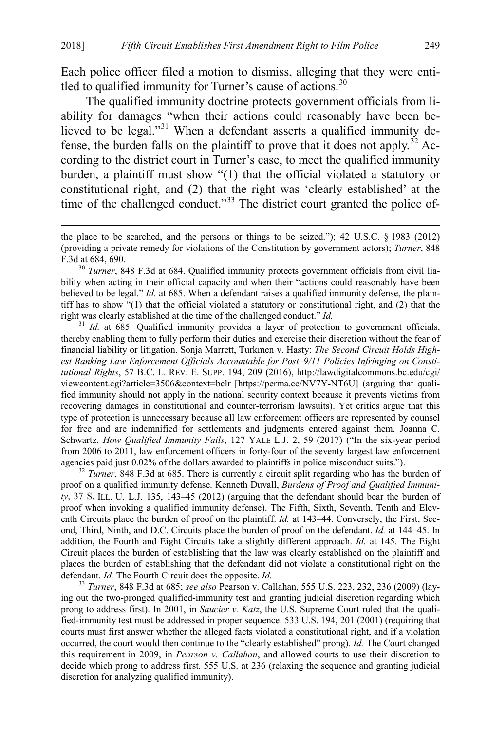Each police officer filed a motion to dismiss, alleging that they were entitled to qualified immunity for Turner's cause of actions.[30]

The qualified immunity doctrine protects government officials from liability for damages "when their actions could reasonably have been believed to be legal."[31] When a defendant asserts a qualified immunity defense, the burden falls on the plaintiff to prove that it does not apply.[32] According to the district court in Turner's case, to meet the qualified immunity burden, a plaintiff must show "(1) that the official violated a statutory or constitutional right, and (2) that the right was 'clearly established' at the time of the challenged conduct."[33] The district court granted the police of-

---

the place to be searched, and the persons or things to be seized."); 42 U.S.C. § 1983 (2012) (providing a private remedy for violations of the Constitution by government actors); *Turner*, 848 F.3d at 684, 690.

[30] *Turner*, 848 F.3d at 684. Qualified immunity protects government officials from civil liability when acting in their official capacity and when their "actions could reasonably have been believed to be legal." *Id.* at 685. When a defendant raises a qualified immunity defense, the plaintiff has to show "(1) that the official violated a statutory or constitutional right, and (2) that the right was clearly established at the time of the challenged conduct." *Id.*

[31] *Id.* at 685. Qualified immunity provides a layer of protection to government officials, thereby enabling them to fully perform their duties and exercise their discretion without the fear of financial liability or litigation. Sonja Marrett, Turkmen v. Hasty: *The Second Circuit Holds Highest Ranking Law Enforcement Officials Accountable for Post–9/11 Policies Infringing on Constitutional Rights*, 57 B.C. L. REV. E. SUPP. 194, 209 (2016), http://lawdigitalcommons.bc.edu/cgi/viewcontent.cgi?article=3506&context=bclr [https://perma.cc/NV7Y-NT6U] (arguing that qualified immunity should not apply in the national security context because it prevents victims from recovering damages in constitutional and counter-terrorism lawsuits). Yet critics argue that this type of protection is unnecessary because all law enforcement officers are represented by counsel for free and are indemnified for settlements and judgments entered against them. Joanna C. Schwartz, *How Qualified Immunity Fails*, 127 YALE L.J. 2, 59 (2017) ("In the six-year period from 2006 to 2011, law enforcement officers in forty-four of the seventy largest law enforcement agencies paid just 0.02% of the dollars awarded to plaintiffs in police misconduct suits.").

[32] *Turner*, 848 F.3d at 685. There is currently a circuit split regarding who has the burden of proof on a qualified immunity defense. Kenneth Duvall, *Burdens of Proof and Qualified Immunity*, 37 S. ILL. U. L.J. 135, 143–45 (2012) (arguing that the defendant should bear the burden of proof when invoking a qualified immunity defense). The Fifth, Sixth, Seventh, Tenth and Eleventh Circuits place the burden of proof on the plaintiff. *Id.* at 143–44. Conversely, the First, Second, Third, Ninth, and D.C. Circuits place the burden of proof on the defendant. *Id.* at 144–45. In addition, the Fourth and Eight Circuits take a slightly different approach. *Id.* at 145. The Eight Circuit places the burden of establishing that the law was clearly established on the plaintiff and places the burden of establishing that the defendant did not violate a constitutional right on the defendant. *Id.* The Fourth Circuit does the opposite. *Id.*

[33] *Turner*, 848 F.3d at 685; *see also* Pearson v. Callahan, 555 U.S. 223, 232, 236 (2009) (laying out the two-pronged qualified-immunity test and granting judicial discretion regarding which prong to address first). In 2001, in *Saucier v. Katz*, the U.S. Supreme Court ruled that the qualified-immunity test must be addressed in proper sequence. 533 U.S. 194, 201 (2001) (requiring that courts must first answer whether the alleged facts violated a constitutional right, and if a violation occurred, the court would then continue to the "clearly established" prong). *Id.* The Court changed this requirement in 2009, in *Pearson v. Callahan*, and allowed courts to use their discretion to decide which prong to address first. 555 U.S. at 236 (relaxing the sequence and granting judicial discretion for analyzing qualified immunity).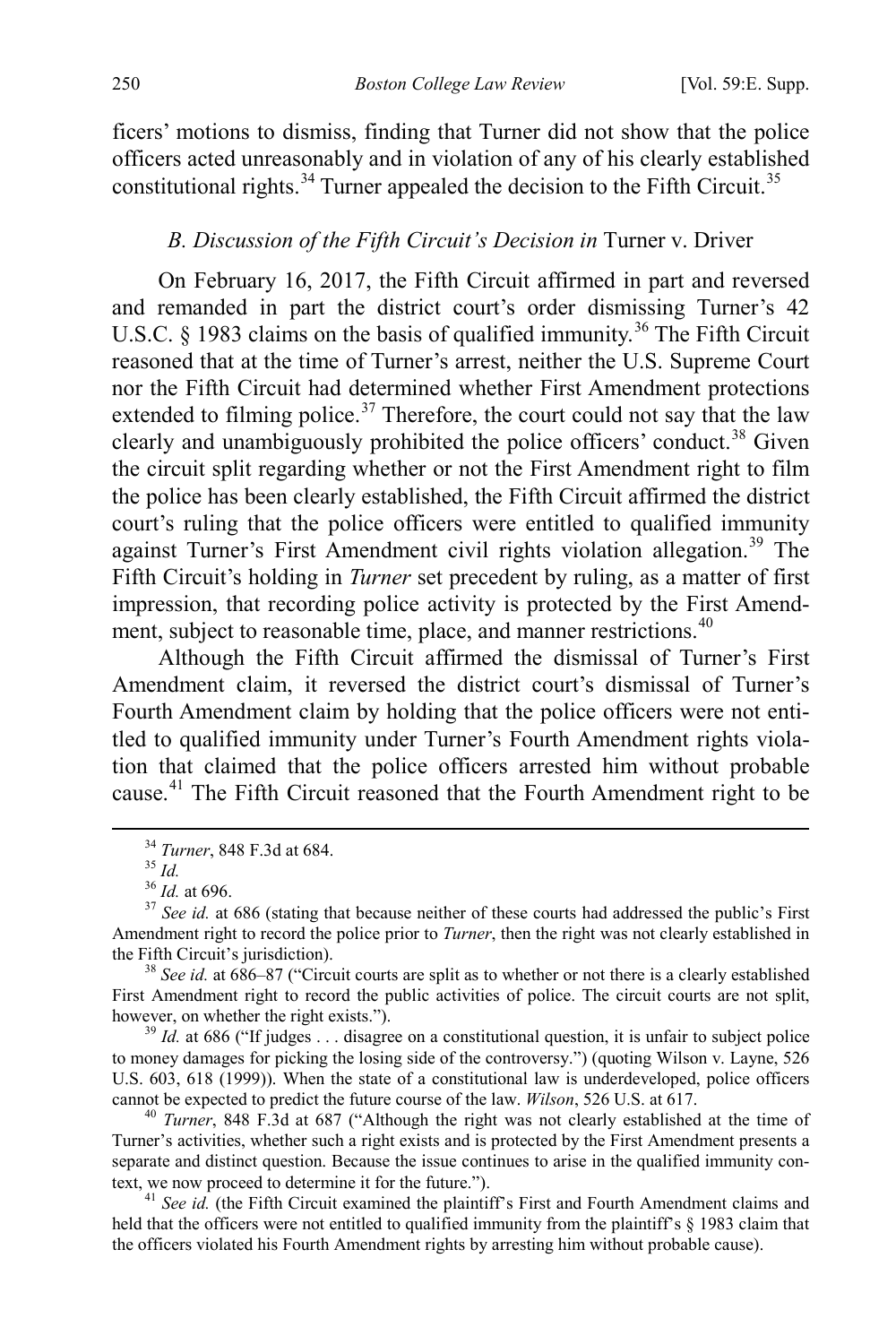ficers' motions to dismiss, finding that Turner did not show that the police officers acted unreasonably and in violation of any of his clearly established constitutional rights.[34] Turner appealed the decision to the Fifth Circuit.[35]

### *B. Discussion of the Fifth Circuit's Decision in* Turner v. Driver

On February 16, 2017, the Fifth Circuit affirmed in part and reversed and remanded in part the district court's order dismissing Turner's 42 U.S.C. § 1983 claims on the basis of qualified immunity.[36] The Fifth Circuit reasoned that at the time of Turner's arrest, neither the U.S. Supreme Court nor the Fifth Circuit had determined whether First Amendment protections extended to filming police.[37] Therefore, the court could not say that the law clearly and unambiguously prohibited the police officers' conduct.[38] Given the circuit split regarding whether or not the First Amendment right to film the police has been clearly established, the Fifth Circuit affirmed the district court's ruling that the police officers were entitled to qualified immunity against Turner's First Amendment civil rights violation allegation.[39] The Fifth Circuit's holding in *Turner* set precedent by ruling, as a matter of first impression, that recording police activity is protected by the First Amendment, subject to reasonable time, place, and manner restrictions.[40]

Although the Fifth Circuit affirmed the dismissal of Turner's First Amendment claim, it reversed the district court's dismissal of Turner's Fourth Amendment claim by holding that the police officers were not entitled to qualified immunity under Turner's Fourth Amendment rights violation that claimed that the police officers arrested him without probable cause.[41] The Fifth Circuit reasoned that the Fourth Amendment right to be

---

[34] *Turner*, 848 F.3d at 684.

[35] *Id.*

[36] *Id.* at 696.

[37] *See id.* at 686 (stating that because neither of these courts had addressed the public's First Amendment right to record the police prior to *Turner*, then the right was not clearly established in the Fifth Circuit's jurisdiction).

[38] *See id.* at 686–87 ("Circuit courts are split as to whether or not there is a clearly established First Amendment right to record the public activities of police. The circuit courts are not split, however, on whether the right exists.").

[39] *Id.* at 686 ("If judges . . . disagree on a constitutional question, it is unfair to subject police to money damages for picking the losing side of the controversy.") (quoting Wilson v. Layne, 526 U.S. 603, 618 (1999)). When the state of a constitutional law is underdeveloped, police officers cannot be expected to predict the future course of the law. *Wilson*, 526 U.S. at 617.

[40] *Turner*, 848 F.3d at 687 ("Although the right was not clearly established at the time of Turner's activities, whether such a right exists and is protected by the First Amendment presents a separate and distinct question. Because the issue continues to arise in the qualified immunity context, we now proceed to determine it for the future.").

[41] *See id.* (the Fifth Circuit examined the plaintiff's First and Fourth Amendment claims and held that the officers were not entitled to qualified immunity from the plaintiff's § 1983 claim that the officers violated his Fourth Amendment rights by arresting him without probable cause).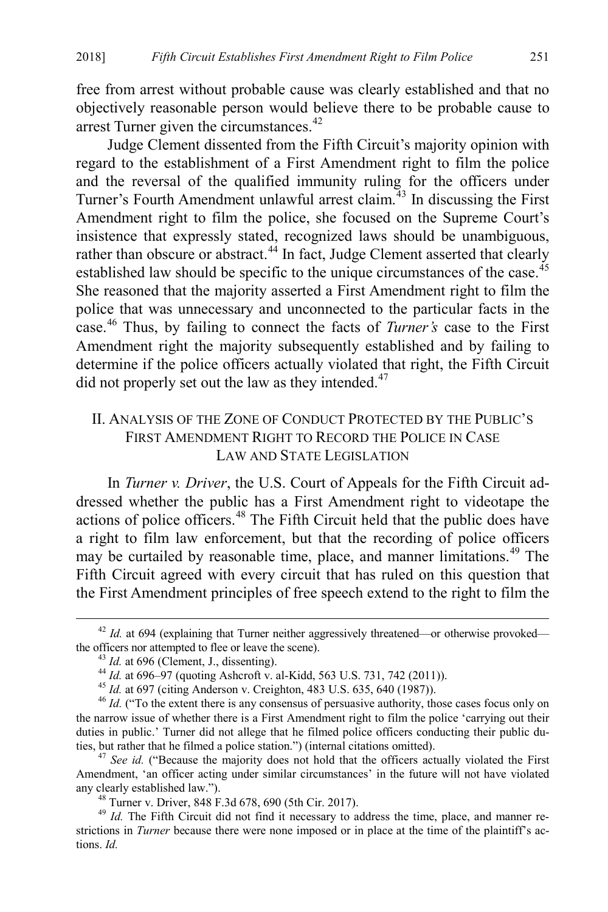free from arrest without probable cause was clearly established and that no objectively reasonable person would believe there to be probable cause to arrest Turner given the circumstances.[42]

Judge Clement dissented from the Fifth Circuit's majority opinion with regard to the establishment of a First Amendment right to film the police and the reversal of the qualified immunity ruling for the officers under Turner's Fourth Amendment unlawful arrest claim.[43] In discussing the First Amendment right to film the police, she focused on the Supreme Court's insistence that expressly stated, recognized laws should be unambiguous, rather than obscure or abstract.[44] In fact, Judge Clement asserted that clearly established law should be specific to the unique circumstances of the case.[45] She reasoned that the majority asserted a First Amendment right to film the police that was unnecessary and unconnected to the particular facts in the case.[46] Thus, by failing to connect the facts of *Turner's* case to the First Amendment right the majority subsequently established and by failing to determine if the police officers actually violated that right, the Fifth Circuit did not properly set out the law as they intended.[47]

## II. Analysis of the Zone of Conduct Protected by the Public's First Amendment Right to Record the Police in Case Law and State Legislation

In *Turner v. Driver*, the U.S. Court of Appeals for the Fifth Circuit addressed whether the public has a First Amendment right to videotape the actions of police officers.[48] The Fifth Circuit held that the public does have a right to film law enforcement, but that the recording of police officers may be curtailed by reasonable time, place, and manner limitations.[49] The Fifth Circuit agreed with every circuit that has ruled on this question that the First Amendment principles of free speech extend to the right to film the

---

[42] *Id.* at 694 (explaining that Turner neither aggressively threatened—or otherwise provoked—the officers nor attempted to flee or leave the scene).

[43] *Id.* at 696 (Clement, J., dissenting).

[44] *Id.* at 696–97 (quoting Ashcroft v. al-Kidd, 563 U.S. 731, 742 (2011)).

[45] *Id.* at 697 (citing Anderson v. Creighton, 483 U.S. 635, 640 (1987)).

[46] *Id.* ("To the extent there is any consensus of persuasive authority, those cases focus only on the narrow issue of whether there is a First Amendment right to film the police 'carrying out their duties in public.' Turner did not allege that he filmed police officers conducting their public duties, but rather that he filmed a police station.") (internal citations omitted).

[47] *See id.* ("Because the majority does not hold that the officers actually violated the First Amendment, 'an officer acting under similar circumstances' in the future will not have violated any clearly established law.").

[48] Turner v. Driver, 848 F.3d 678, 690 (5th Cir. 2017).

[49] *Id.* The Fifth Circuit did not find it necessary to address the time, place, and manner restrictions in *Turner* because there were none imposed or in place at the time of the plaintiff's actions. *Id.*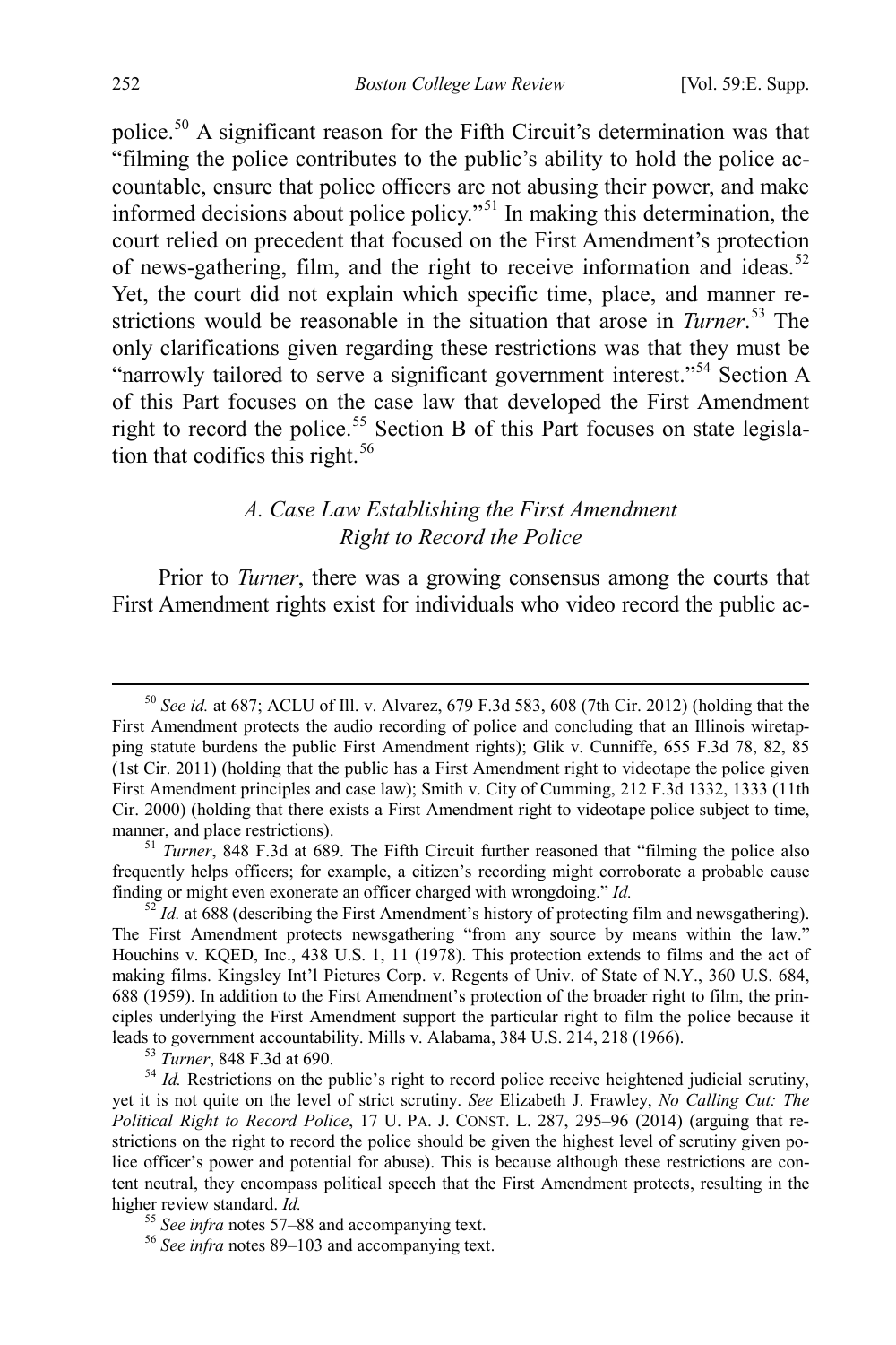police.[50] A significant reason for the Fifth Circuit's determination was that "filming the police contributes to the public's ability to hold the police accountable, ensure that police officers are not abusing their power, and make informed decisions about police policy."[51] In making this determination, the court relied on precedent that focused on the First Amendment's protection of news-gathering, film, and the right to receive information and ideas.[52] Yet, the court did not explain which specific time, place, and manner restrictions would be reasonable in the situation that arose in *Turner*.[53] The only clarifications given regarding these restrictions was that they must be "narrowly tailored to serve a significant government interest."[54] Section A of this Part focuses on the case law that developed the First Amendment right to record the police.[55] Section B of this Part focuses on state legislation that codifies this right.[56]

### *A. Case Law Establishing the First Amendment Right to Record the Police*

Prior to *Turner*, there was a growing consensus among the courts that First Amendment rights exist for individuals who video record the public ac-

---

[50] *See id.* at 687; ACLU of Ill. v. Alvarez, 679 F.3d 583, 608 (7th Cir. 2012) (holding that the First Amendment protects the audio recording of police and concluding that an Illinois wiretapping statute burdens the public First Amendment rights); Glik v. Cunniffe, 655 F.3d 78, 82, 85 (1st Cir. 2011) (holding that the public has a First Amendment right to videotape the police given First Amendment principles and case law); Smith v. City of Cumming, 212 F.3d 1332, 1333 (11th Cir. 2000) (holding that there exists a First Amendment right to videotape police subject to time, manner, and place restrictions).

[51] *Turner*, 848 F.3d at 689. The Fifth Circuit further reasoned that "filming the police also frequently helps officers; for example, a citizen's recording might corroborate a probable cause finding or might even exonerate an officer charged with wrongdoing." *Id.*

[52] *Id.* at 688 (describing the First Amendment's history of protecting film and newsgathering). The First Amendment protects newsgathering "from any source by means within the law." Houchins v. KQED, Inc., 438 U.S. 1, 11 (1978). This protection extends to films and the act of making films. Kingsley Int'l Pictures Corp. v. Regents of Univ. of State of N.Y., 360 U.S. 684, 688 (1959). In addition to the First Amendment's protection of the broader right to film, the principles underlying the First Amendment support the particular right to film the police because it leads to government accountability. Mills v. Alabama, 384 U.S. 214, 218 (1966).

[53] *Turner*, 848 F.3d at 690.

[54] *Id.* Restrictions on the public's right to record police receive heightened judicial scrutiny, yet it is not quite on the level of strict scrutiny. *See* Elizabeth J. Frawley, *No Calling Cut: The Political Right to Record Police*, 17 U. PA. J. CONST. L. 287, 295–96 (2014) (arguing that restrictions on the right to record the police should be given the highest level of scrutiny given police officer's power and potential for abuse). This is because although these restrictions are content neutral, they encompass political speech that the First Amendment protects, resulting in the higher review standard. *Id.*

[55] *See infra* notes 57–88 and accompanying text.

[56] *See infra* notes 89–103 and accompanying text.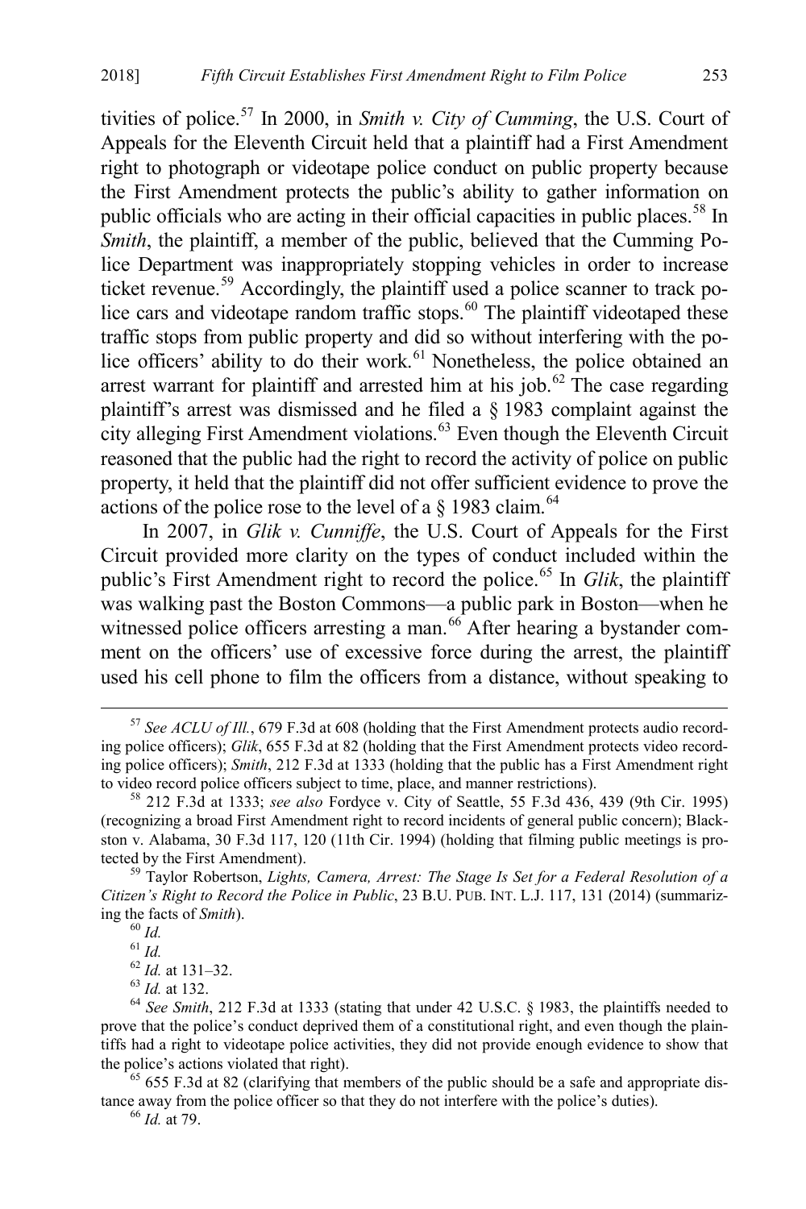tivities of police.[57] In 2000, in *Smith v. City of Cumming*, the U.S. Court of Appeals for the Eleventh Circuit held that a plaintiff had a First Amendment right to photograph or videotape police conduct on public property because the First Amendment protects the public's ability to gather information on public officials who are acting in their official capacities in public places.[58] In *Smith*, the plaintiff, a member of the public, believed that the Cumming Police Department was inappropriately stopping vehicles in order to increase ticket revenue.[59] Accordingly, the plaintiff used a police scanner to track police cars and videotape random traffic stops.[60] The plaintiff videotaped these traffic stops from public property and did so without interfering with the police officers' ability to do their work.[61] Nonetheless, the police obtained an arrest warrant for plaintiff and arrested him at his job.[62] The case regarding plaintiff's arrest was dismissed and he filed a § 1983 complaint against the city alleging First Amendment violations.[63] Even though the Eleventh Circuit reasoned that the public had the right to record the activity of police on public property, it held that the plaintiff did not offer sufficient evidence to prove the actions of the police rose to the level of a § 1983 claim.[64]

In 2007, in *Glik v. Cunniffe*, the U.S. Court of Appeals for the First Circuit provided more clarity on the types of conduct included within the public's First Amendment right to record the police.[65] In *Glik*, the plaintiff was walking past the Boston Commons—a public park in Boston—when he witnessed police officers arresting a man.[66] After hearing a bystander comment on the officers' use of excessive force during the arrest, the plaintiff used his cell phone to film the officers from a distance, without speaking to

---

[57] *See ACLU of Ill.*, 679 F.3d at 608 (holding that the First Amendment protects audio recording police officers); *Glik*, 655 F.3d at 82 (holding that the First Amendment protects video recording police officers); *Smith*, 212 F.3d at 1333 (holding that the public has a First Amendment right to video record police officers subject to time, place, and manner restrictions).

[58] 212 F.3d at 1333; *see also* Fordyce v. City of Seattle, 55 F.3d 436, 439 (9th Cir. 1995) (recognizing a broad First Amendment right to record incidents of general public concern); Blackston v. Alabama, 30 F.3d 117, 120 (11th Cir. 1994) (holding that filming public meetings is protected by the First Amendment).

[59] Taylor Robertson, *Lights, Camera, Arrest: The Stage Is Set for a Federal Resolution of a Citizen's Right to Record the Police in Public*, 23 B.U. PUB. INT. L.J. 117, 131 (2014) (summarizing the facts of *Smith*).

[60] *Id.*

[61] *Id.*

[62] *Id.* at 131–32.

[63] *Id.* at 132.

[64] *See Smith*, 212 F.3d at 1333 (stating that under 42 U.S.C. § 1983, the plaintiffs needed to prove that the police's conduct deprived them of a constitutional right, and even though the plaintiffs had a right to videotape police activities, they did not provide enough evidence to show that the police's actions violated that right).

[65] 655 F.3d at 82 (clarifying that members of the public should be a safe and appropriate distance away from the police officer so that they do not interfere with the police's duties).

[66] *Id.* at 79.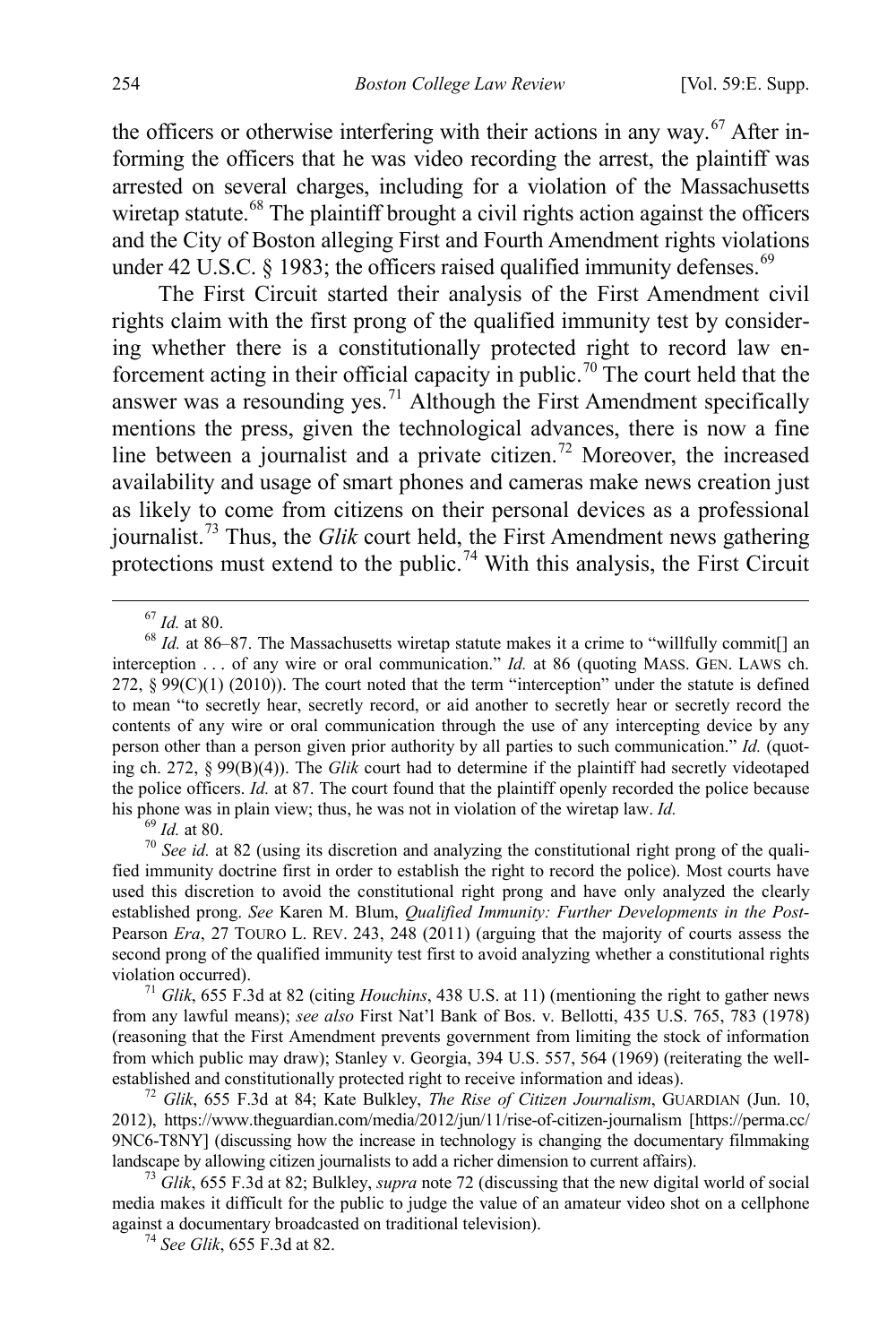the officers or otherwise interfering with their actions in any way.[67] After informing the officers that he was video recording the arrest, the plaintiff was arrested on several charges, including for a violation of the Massachusetts wiretap statute.[68] The plaintiff brought a civil rights action against the officers and the City of Boston alleging First and Fourth Amendment rights violations under 42 U.S.C. § 1983; the officers raised qualified immunity defenses.[69]

The First Circuit started their analysis of the First Amendment civil rights claim with the first prong of the qualified immunity test by considering whether there is a constitutionally protected right to record law enforcement acting in their official capacity in public.[70] The court held that the answer was a resounding yes.[71] Although the First Amendment specifically mentions the press, given the technological advances, there is now a fine line between a journalist and a private citizen.[72] Moreover, the increased availability and usage of smart phones and cameras make news creation just as likely to come from citizens on their personal devices as a professional journalist.[73] Thus, the *Glik* court held, the First Amendment news gathering protections must extend to the public.[74] With this analysis, the First Circuit

---

[67] *Id.* at 80.

[68] *Id.* at 86–87. The Massachusetts wiretap statute makes it a crime to "willfully commit[] an interception . . . of any wire or oral communication." *Id.* at 86 (quoting MASS. GEN. LAWS ch. 272, § 99(C)(1) (2010)). The court noted that the term "interception" under the statute is defined to mean "to secretly hear, secretly record, or aid another to secretly hear or secretly record the contents of any wire or oral communication through the use of any intercepting device by any person other than a person given prior authority by all parties to such communication." *Id.* (quoting ch. 272, § 99(B)(4)). The *Glik* court had to determine if the plaintiff had secretly videotaped the police officers. *Id.* at 87. The court found that the plaintiff openly recorded the police because his phone was in plain view; thus, he was not in violation of the wiretap law. *Id.*

[69] *Id.* at 80.

[70] *See id.* at 82 (using its discretion and analyzing the constitutional right prong of the qualified immunity doctrine first in order to establish the right to record the police). Most courts have used this discretion to avoid the constitutional right prong and have only analyzed the clearly established prong. *See* Karen M. Blum, *Qualified Immunity: Further Developments in the Post-*Pearson *Era*, 27 TOURO L. REV. 243, 248 (2011) (arguing that the majority of courts assess the second prong of the qualified immunity test first to avoid analyzing whether a constitutional rights violation occurred).

[71] *Glik*, 655 F.3d at 82 (citing *Houchins*, 438 U.S. at 11) (mentioning the right to gather news from any lawful means); *see also* First Nat'l Bank of Bos. v. Bellotti, 435 U.S. 765, 783 (1978) (reasoning that the First Amendment prevents government from limiting the stock of information from which public may draw); Stanley v. Georgia, 394 U.S. 557, 564 (1969) (reiterating the well-established and constitutionally protected right to receive information and ideas).

[72] *Glik*, 655 F.3d at 84; Kate Bulkley, *The Rise of Citizen Journalism*, GUARDIAN (Jun. 10, 2012), https://www.theguardian.com/media/2012/jun/11/rise-of-citizen-journalism [https://perma.cc/9NC6-T8NY] (discussing how the increase in technology is changing the documentary filmmaking landscape by allowing citizen journalists to add a richer dimension to current affairs).

[73] *Glik*, 655 F.3d at 82; Bulkley, *supra* note 72 (discussing that the new digital world of social media makes it difficult for the public to judge the value of an amateur video shot on a cellphone against a documentary broadcasted on traditional television).

[74] *See Glik*, 655 F.3d at 82.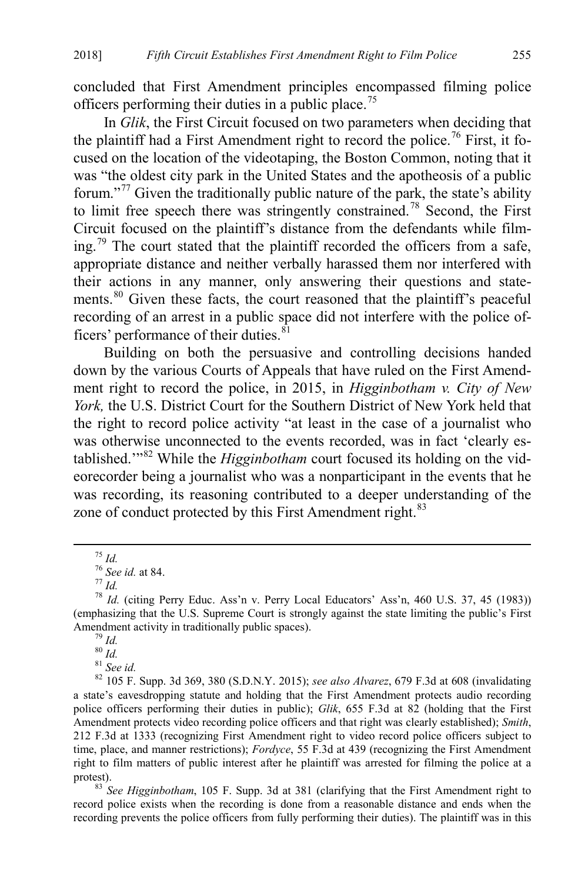concluded that First Amendment principles encompassed filming police officers performing their duties in a public place.[75]

In *Glik*, the First Circuit focused on two parameters when deciding that the plaintiff had a First Amendment right to record the police.[76] First, it focused on the location of the videotaping, the Boston Common, noting that it was "the oldest city park in the United States and the apotheosis of a public forum."[77] Given the traditionally public nature of the park, the state's ability to limit free speech there was stringently constrained.[78] Second, the First Circuit focused on the plaintiff's distance from the defendants while filming.[79] The court stated that the plaintiff recorded the officers from a safe, appropriate distance and neither verbally harassed them nor interfered with their actions in any manner, only answering their questions and statements.[80] Given these facts, the court reasoned that the plaintiff's peaceful recording of an arrest in a public space did not interfere with the police officers' performance of their duties.[81]

Building on both the persuasive and controlling decisions handed down by the various Courts of Appeals that have ruled on the First Amendment right to record the police, in 2015, in *Higginbotham v. City of New York,* the U.S. District Court for the Southern District of New York held that the right to record police activity "at least in the case of a journalist who was otherwise unconnected to the events recorded, was in fact 'clearly established.'"[82] While the *Higginbotham* court focused its holding on the videorecorder being a journalist who was a nonparticipant in the events that he was recording, its reasoning contributed to a deeper understanding of the zone of conduct protected by this First Amendment right.[83]

---

[75] *Id.*

[76] *See id.* at 84.

[77] *Id.*

[78] *Id.* (citing Perry Educ. Ass'n v. Perry Local Educators' Ass'n, 460 U.S. 37, 45 (1983)) (emphasizing that the U.S. Supreme Court is strongly against the state limiting the public's First Amendment activity in traditionally public spaces).

[79] *Id.*

[80] *Id.*

[81] *See id.*

[82] 105 F. Supp. 3d 369, 380 (S.D.N.Y. 2015); *see also Alvarez*, 679 F.3d at 608 (invalidating a state's eavesdropping statute and holding that the First Amendment protects audio recording police officers performing their duties in public); *Glik*, 655 F.3d at 82 (holding that the First Amendment protects video recording police officers and that right was clearly established); *Smith*, 212 F.3d at 1333 (recognizing First Amendment right to video record police officers subject to time, place, and manner restrictions); *Fordyce*, 55 F.3d at 439 (recognizing the First Amendment right to film matters of public interest after he plaintiff was arrested for filming the police at a protest).

[83] *See Higginbotham*, 105 F. Supp. 3d at 381 (clarifying that the First Amendment right to record police exists when the recording is done from a reasonable distance and ends when the recording prevents the police officers from fully performing their duties). The plaintiff was in this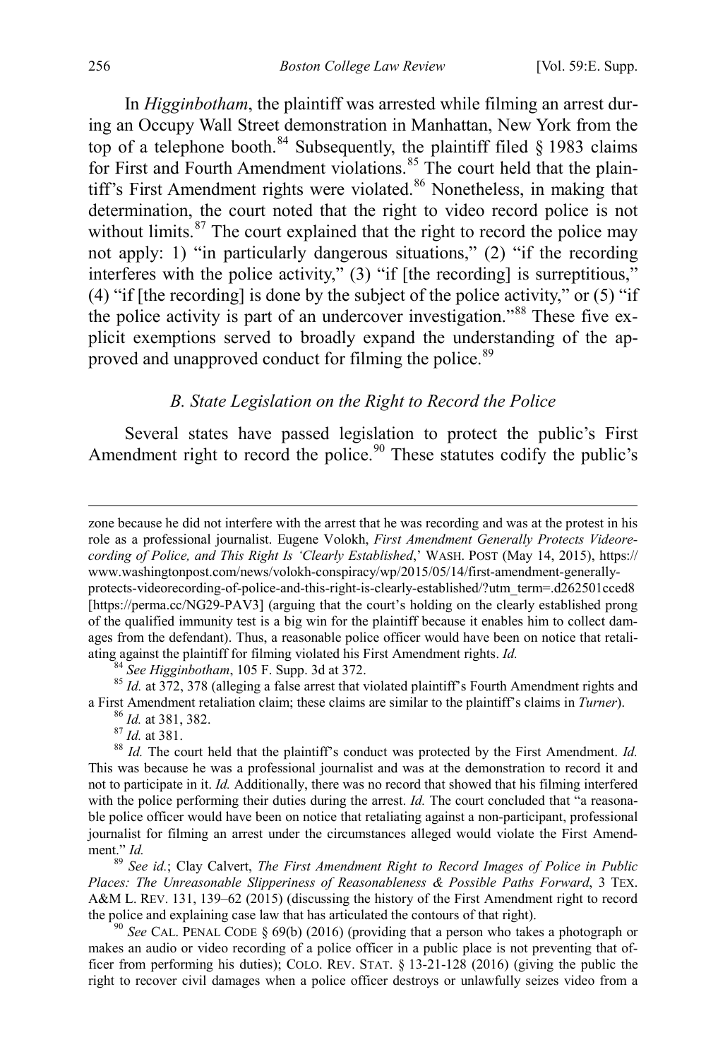In *Higginbotham*, the plaintiff was arrested while filming an arrest during an Occupy Wall Street demonstration in Manhattan, New York from the top of a telephone booth.[84] Subsequently, the plaintiff filed § 1983 claims for First and Fourth Amendment violations.[85] The court held that the plaintiff's First Amendment rights were violated.[86] Nonetheless, in making that determination, the court noted that the right to video record police is not without limits.[87] The court explained that the right to record the police may not apply: 1) "in particularly dangerous situations," (2) "if the recording interferes with the police activity," (3) "if [the recording] is surreptitious," (4) "if [the recording] is done by the subject of the police activity," or (5) "if the police activity is part of an undercover investigation."[88] These five explicit exemptions served to broadly expand the understanding of the approved and unapproved conduct for filming the police.[89]

### *B. State Legislation on the Right to Record the Police*

Several states have passed legislation to protect the public's First Amendment right to record the police.[90] These statutes codify the public's

---

zone because he did not interfere with the arrest that he was recording and was at the protest in his role as a professional journalist. Eugene Volokh, *First Amendment Generally Protects Videorecording of Police, and This Right Is 'Clearly Established*,' WASH. POST (May 14, 2015), https://www.washingtonpost.com/news/volokh-conspiracy/wp/2015/05/14/first-amendment-generally-protects-videorecording-of-police-and-this-right-is-clearly-established/?utm_term=.d262501cced8 [https://perma.cc/NG29-PAV3] (arguing that the court's holding on the clearly established prong of the qualified immunity test is a big win for the plaintiff because it enables him to collect damages from the defendant). Thus, a reasonable police officer would have been on notice that retaliating against the plaintiff for filming violated his First Amendment rights. *Id.*

[84] *See Higginbotham*, 105 F. Supp. 3d at 372.

[85] *Id.* at 372, 378 (alleging a false arrest that violated plaintiff's Fourth Amendment rights and a First Amendment retaliation claim; these claims are similar to the plaintiff's claims in *Turner*).

[86] *Id.* at 381, 382.

[87] *Id.* at 381.

[88] *Id.* The court held that the plaintiff's conduct was protected by the First Amendment. *Id.* This was because he was a professional journalist and was at the demonstration to record it and not to participate in it. *Id.* Additionally, there was no record that showed that his filming interfered with the police performing their duties during the arrest. *Id.* The court concluded that "a reasonable police officer would have been on notice that retaliating against a non-participant, professional journalist for filming an arrest under the circumstances alleged would violate the First Amendment." *Id.*

[89] *See id.*; Clay Calvert, *The First Amendment Right to Record Images of Police in Public Places: The Unreasonable Slipperiness of Reasonableness & Possible Paths Forward*, 3 TEX. A&M L. REV. 131, 139–62 (2015) (discussing the history of the First Amendment right to record the police and explaining case law that has articulated the contours of that right).

[90] *See* CAL. PENAL CODE § 69(b) (2016) (providing that a person who takes a photograph or makes an audio or video recording of a police officer in a public place is not preventing that officer from performing his duties); COLO. REV. STAT. § 13-21-128 (2016) (giving the public the right to recover civil damages when a police officer destroys or unlawfully seizes video from a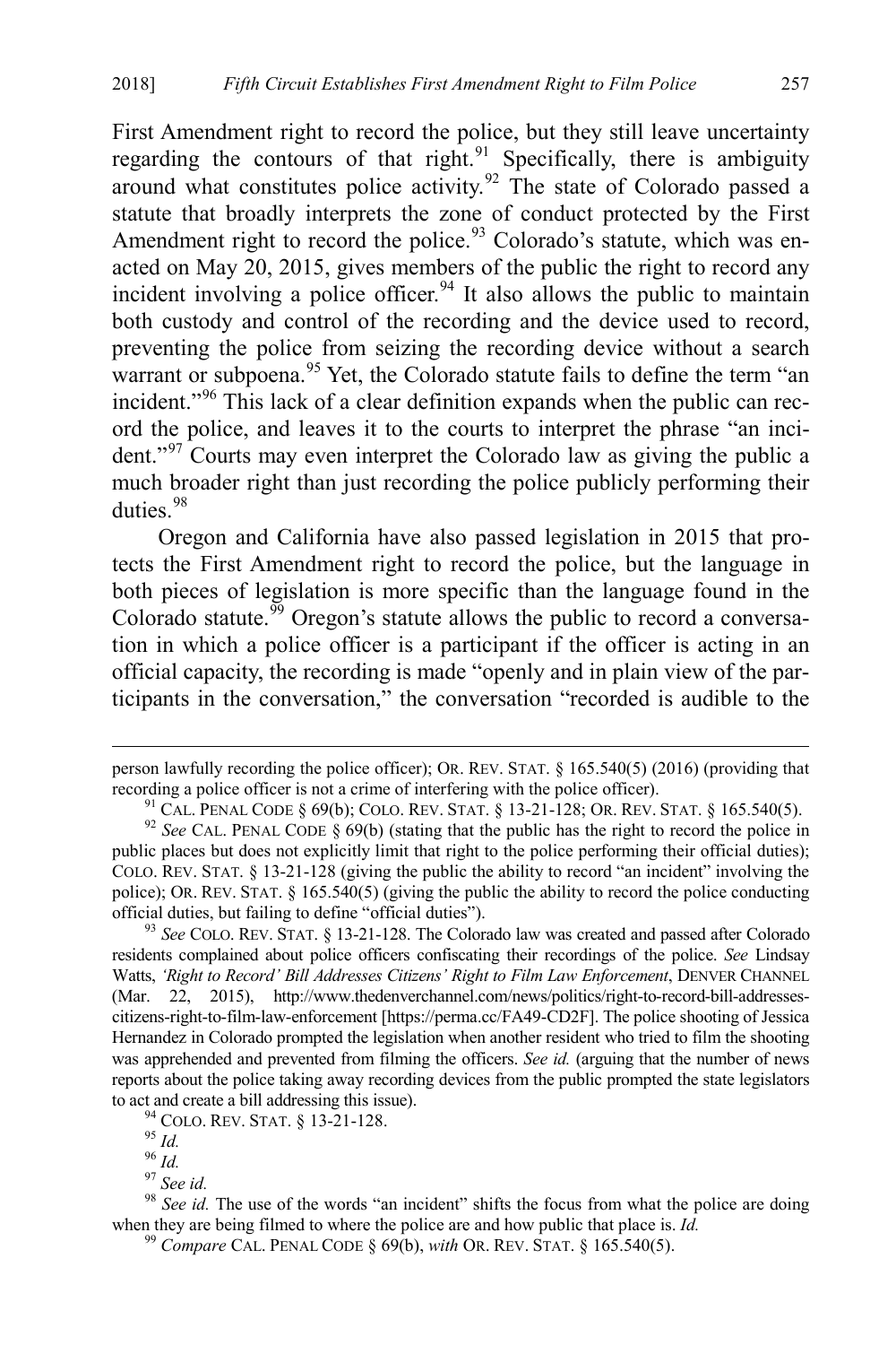First Amendment right to record the police, but they still leave uncertainty regarding the contours of that right.[91] Specifically, there is ambiguity around what constitutes police activity.[92] The state of Colorado passed a statute that broadly interprets the zone of conduct protected by the First Amendment right to record the police.[93] Colorado's statute, which was enacted on May 20, 2015, gives members of the public the right to record any incident involving a police officer.[94] It also allows the public to maintain both custody and control of the recording and the device used to record, preventing the police from seizing the recording device without a search warrant or subpoena.[95] Yet, the Colorado statute fails to define the term "an incident."[96] This lack of a clear definition expands when the public can record the police, and leaves it to the courts to interpret the phrase "an incident."[97] Courts may even interpret the Colorado law as giving the public a much broader right than just recording the police publicly performing their duties.[98]

Oregon and California have also passed legislation in 2015 that protects the First Amendment right to record the police, but the language in both pieces of legislation is more specific than the language found in the Colorado statute.[99] Oregon's statute allows the public to record a conversation in which a police officer is a participant if the officer is acting in an official capacity, the recording is made "openly and in plain view of the participants in the conversation," the conversation "recorded is audible to the

---

person lawfully recording the police officer); OR. REV. STAT. § 165.540(5) (2016) (providing that recording a police officer is not a crime of interfering with the police officer).

[91] CAL. PENAL CODE § 69(b); COLO. REV. STAT. § 13-21-128; OR. REV. STAT. § 165.540(5).

[92] *See* CAL. PENAL CODE § 69(b) (stating that the public has the right to record the police in public places but does not explicitly limit that right to the police performing their official duties); COLO. REV. STAT. § 13-21-128 (giving the public the ability to record "an incident" involving the police); OR. REV. STAT. § 165.540(5) (giving the public the ability to record the police conducting official duties, but failing to define "official duties").

[93] *See* COLO. REV. STAT. § 13-21-128. The Colorado law was created and passed after Colorado residents complained about police officers confiscating their recordings of the police. *See* Lindsay Watts, *'Right to Record' Bill Addresses Citizens' Right to Film Law Enforcement*, DENVER CHANNEL (Mar. 22, 2015), http://www.thedenverchannel.com/news/politics/right-to-record-bill-addresses-citizens-right-to-film-law-enforcement [https://perma.cc/FA49-CD2F]. The police shooting of Jessica Hernandez in Colorado prompted the legislation when another resident who tried to film the shooting was apprehended and prevented from filming the officers. *See id.* (arguing that the number of news reports about the police taking away recording devices from the public prompted the state legislators to act and create a bill addressing this issue).

[94] COLO. REV. STAT. § 13-21-128.

[95] *Id.*

[96] *Id.*

[97] *See id.*

[98] *See id.* The use of the words "an incident" shifts the focus from what the police are doing when they are being filmed to where the police are and how public that place is. *Id.*

[99] *Compare* CAL. PENAL CODE § 69(b), *with* OR. REV. STAT. § 165.540(5).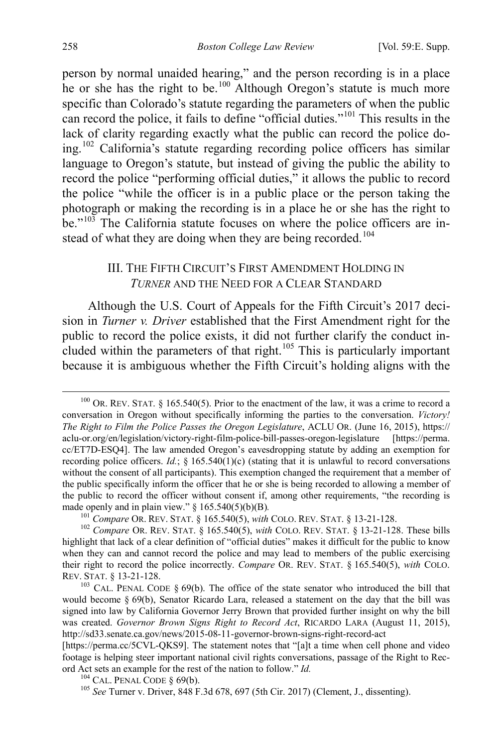person by normal unaided hearing," and the person recording is in a place he or she has the right to be.[100] Although Oregon's statute is much more specific than Colorado's statute regarding the parameters of when the public can record the police, it fails to define "official duties."[101] This results in the lack of clarity regarding exactly what the public can record the police doing.[102] California's statute regarding recording police officers has similar language to Oregon's statute, but instead of giving the public the ability to record the police "performing official duties," it allows the public to record the police "while the officer is in a public place or the person taking the photograph or making the recording is in a place he or she has the right to be."[103] The California statute focuses on where the police officers are instead of what they are doing when they are being recorded.[104]

## III. THE FIFTH CIRCUIT'S FIRST AMENDMENT HOLDING IN *TURNER* AND THE NEED FOR A CLEAR STANDARD

Although the U.S. Court of Appeals for the Fifth Circuit's 2017 decision in *Turner v. Driver* established that the First Amendment right for the public to record the police exists, it did not further clarify the conduct included within the parameters of that right.[105] This is particularly important because it is ambiguous whether the Fifth Circuit's holding aligns with the

---

[100] OR. REV. STAT. § 165.540(5). Prior to the enactment of the law, it was a crime to record a conversation in Oregon without specifically informing the parties to the conversation. *Victory! The Right to Film the Police Passes the Oregon Legislature*, ACLU OR. (June 16, 2015), https://aclu-or.org/en/legislation/victory-right-film-police-bill-passes-oregon-legislature [https://perma.cc/ET7D-ESQ4]. The law amended Oregon's eavesdropping statute by adding an exemption for recording police officers. *Id.*; § 165.540(1)(c) (stating that it is unlawful to record conversations without the consent of all participants). This exemption changed the requirement that a member of the public specifically inform the officer that he or she is being recorded to allowing a member of the public to record the officer without consent if, among other requirements, "the recording is made openly and in plain view." § 165.540(5)(b)(B).

[101] *Compare* OR. REV. STAT. § 165.540(5), *with* COLO. REV. STAT. § 13-21-128.

[102] *Compare* OR. REV. STAT. § 165.540(5), *with* COLO. REV. STAT. § 13-21-128. These bills highlight that lack of a clear definition of "official duties" makes it difficult for the public to know when they can and cannot record the police and may lead to members of the public exercising their right to record the police incorrectly. *Compare* OR. REV. STAT. § 165.540(5), *with* COLO. REV. STAT. § 13-21-128.

[103] CAL. PENAL CODE § 69(b). The office of the state senator who introduced the bill that would become § 69(b), Senator Ricardo Lara, released a statement on the day that the bill was signed into law by California Governor Jerry Brown that provided further insight on why the bill was created. *Governor Brown Signs Right to Record Act*, RICARDO LARA (August 11, 2015), http://sd33.senate.ca.gov/news/2015-08-11-governor-brown-signs-right-record-act [https://perma.cc/5CVL-QKS9]. The statement notes that "[a]t a time when cell phone and video footage is helping steer important national civil rights conversations, passage of the Right to Record Act sets an example for the rest of the nation to follow." *Id.*

[104] CAL. PENAL CODE § 69(b).

[105] *See* Turner v. Driver, 848 F.3d 678, 697 (5th Cir. 2017) (Clement, J., dissenting).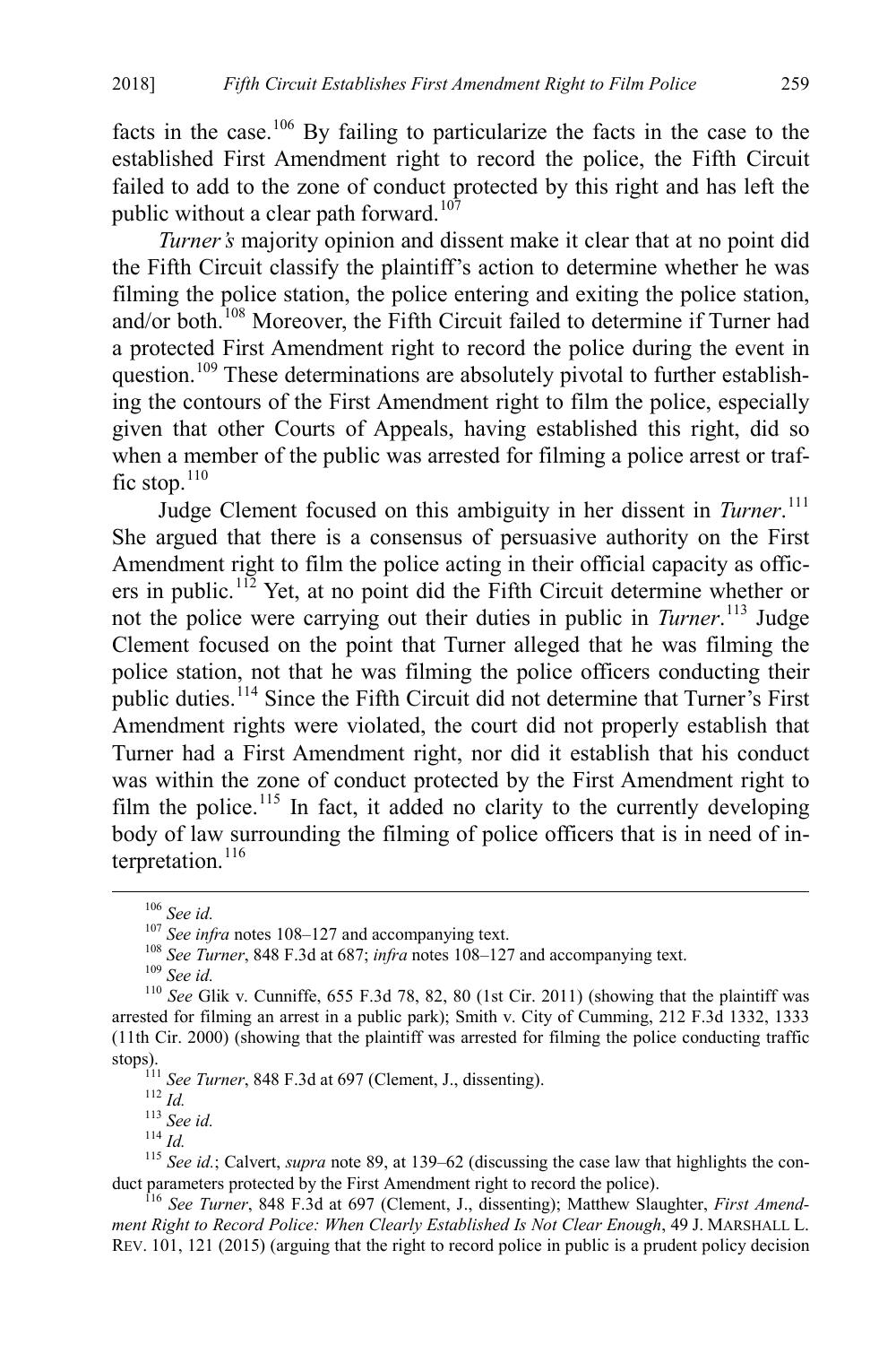facts in the case.[106] By failing to particularize the facts in the case to the established First Amendment right to record the police, the Fifth Circuit failed to add to the zone of conduct protected by this right and has left the public without a clear path forward.[107]

*Turner's* majority opinion and dissent make it clear that at no point did the Fifth Circuit classify the plaintiff's action to determine whether he was filming the police station, the police entering and exiting the police station, and/or both.[108] Moreover, the Fifth Circuit failed to determine if Turner had a protected First Amendment right to record the police during the event in question.[109] These determinations are absolutely pivotal to further establishing the contours of the First Amendment right to film the police, especially given that other Courts of Appeals, having established this right, did so when a member of the public was arrested for filming a police arrest or traffic stop.[110]

Judge Clement focused on this ambiguity in her dissent in *Turner*.[111] She argued that there is a consensus of persuasive authority on the First Amendment right to film the police acting in their official capacity as officers in public.[112] Yet, at no point did the Fifth Circuit determine whether or not the police were carrying out their duties in public in *Turner*.[113] Judge Clement focused on the point that Turner alleged that he was filming the police station, not that he was filming the police officers conducting their public duties.[114] Since the Fifth Circuit did not determine that Turner's First Amendment rights were violated, the court did not properly establish that Turner had a First Amendment right, nor did it establish that his conduct was within the zone of conduct protected by the First Amendment right to film the police.[115] In fact, it added no clarity to the currently developing body of law surrounding the filming of police officers that is in need of interpretation.[116]

---

[106] *See id.*

[107] *See infra* notes 108–127 and accompanying text.

[108] *See Turner*, 848 F.3d at 687; *infra* notes 108–127 and accompanying text.

[109] *See id.*

[110] *See* Glik v. Cunniffe, 655 F.3d 78, 82, 80 (1st Cir. 2011) (showing that the plaintiff was arrested for filming an arrest in a public park); Smith v. City of Cumming, 212 F.3d 1332, 1333 (11th Cir. 2000) (showing that the plaintiff was arrested for filming the police conducting traffic stops).

[111] *See Turner*, 848 F.3d at 697 (Clement, J., dissenting).

[112] *Id.*

[113] *See id.*

[114] *Id.*

[115] *See id.*; Calvert, *supra* note 89, at 139–62 (discussing the case law that highlights the conduct parameters protected by the First Amendment right to record the police).

[116] *See Turner*, 848 F.3d at 697 (Clement, J., dissenting); Matthew Slaughter, *First Amendment Right to Record Police: When Clearly Established Is Not Clear Enough*, 49 J. MARSHALL L. REV. 101, 121 (2015) (arguing that the right to record police in public is a prudent policy decision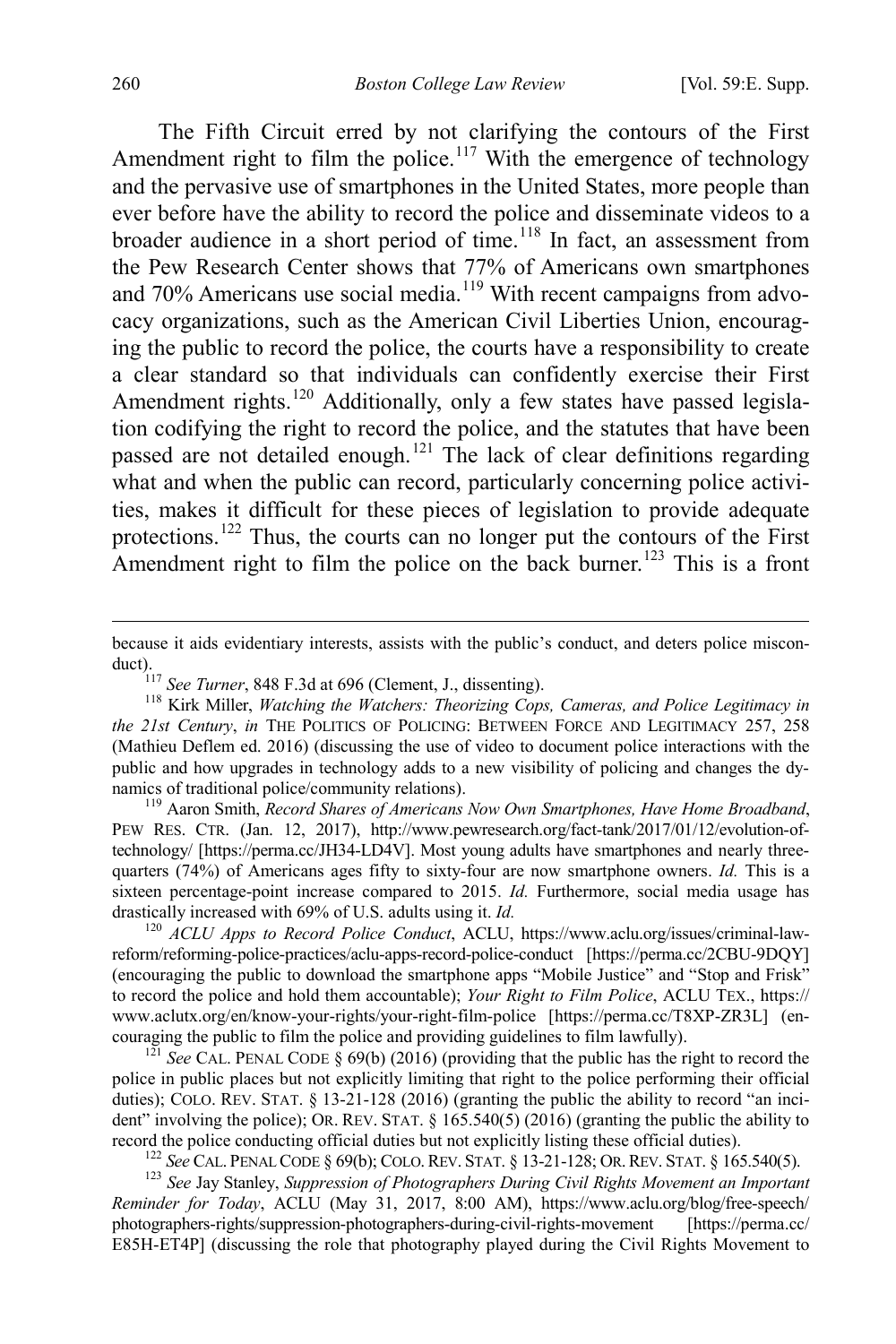The Fifth Circuit erred by not clarifying the contours of the First Amendment right to film the police.[117] With the emergence of technology and the pervasive use of smartphones in the United States, more people than ever before have the ability to record the police and disseminate videos to a broader audience in a short period of time.[118] In fact, an assessment from the Pew Research Center shows that 77% of Americans own smartphones and 70% Americans use social media.[119] With recent campaigns from advocacy organizations, such as the American Civil Liberties Union, encouraging the public to record the police, the courts have a responsibility to create a clear standard so that individuals can confidently exercise their First Amendment rights.[120] Additionally, only a few states have passed legislation codifying the right to record the police, and the statutes that have been passed are not detailed enough.[121] The lack of clear definitions regarding what and when the public can record, particularly concerning police activities, makes it difficult for these pieces of legislation to provide adequate protections.[122] Thus, the courts can no longer put the contours of the First Amendment right to film the police on the back burner.[123] This is a front

---

because it aids evidentiary interests, assists with the public's conduct, and deters police misconduct).

[117] *See Turner*, 848 F.3d at 696 (Clement, J., dissenting).

[118] Kirk Miller, *Watching the Watchers: Theorizing Cops, Cameras, and Police Legitimacy in the 21st Century*, *in* THE POLITICS OF POLICING: BETWEEN FORCE AND LEGITIMACY 257, 258 (Mathieu Deflem ed. 2016) (discussing the use of video to document police interactions with the public and how upgrades in technology adds to a new visibility of policing and changes the dynamics of traditional police/community relations).

[119] Aaron Smith, *Record Shares of Americans Now Own Smartphones, Have Home Broadband*, PEW RES. CTR. (Jan. 12, 2017), http://www.pewresearch.org/fact-tank/2017/01/12/evolution-of-technology/ [https://perma.cc/JH34-LD4V]. Most young adults have smartphones and nearly three-quarters (74%) of Americans ages fifty to sixty-four are now smartphone owners. *Id.* This is a sixteen percentage-point increase compared to 2015. *Id.* Furthermore, social media usage has drastically increased with 69% of U.S. adults using it. *Id.*

[120] *ACLU Apps to Record Police Conduct*, ACLU, https://www.aclu.org/issues/criminal-law-reform/reforming-police-practices/aclu-apps-record-police-conduct [https://perma.cc/2CBU-9DQY] (encouraging the public to download the smartphone apps "Mobile Justice" and "Stop and Frisk" to record the police and hold them accountable); *Your Right to Film Police*, ACLU TEX., https://www.aclutx.org/en/know-your-rights/your-right-film-police [https://perma.cc/T8XP-ZR3L] (encouraging the public to film the police and providing guidelines to film lawfully).

[121] *See* CAL. PENAL CODE § 69(b) (2016) (providing that the public has the right to record the police in public places but not explicitly limiting that right to the police performing their official duties); COLO. REV. STAT. § 13-21-128 (2016) (granting the public the ability to record "an incident" involving the police); OR. REV. STAT. § 165.540(5) (2016) (granting the public the ability to record the police conducting official duties but not explicitly listing these official duties).

[122] *See* CAL. PENAL CODE § 69(b); COLO. REV. STAT. § 13-21-128; OR. REV. STAT. § 165.540(5).

[123] *See* Jay Stanley, *Suppression of Photographers During Civil Rights Movement an Important Reminder for Today*, ACLU (May 31, 2017, 8:00 AM), https://www.aclu.org/blog/free-speech/photographers-rights/suppression-photographers-during-civil-rights-movement [https://perma.cc/E85H-ET4P] (discussing the role that photography played during the Civil Rights Movement to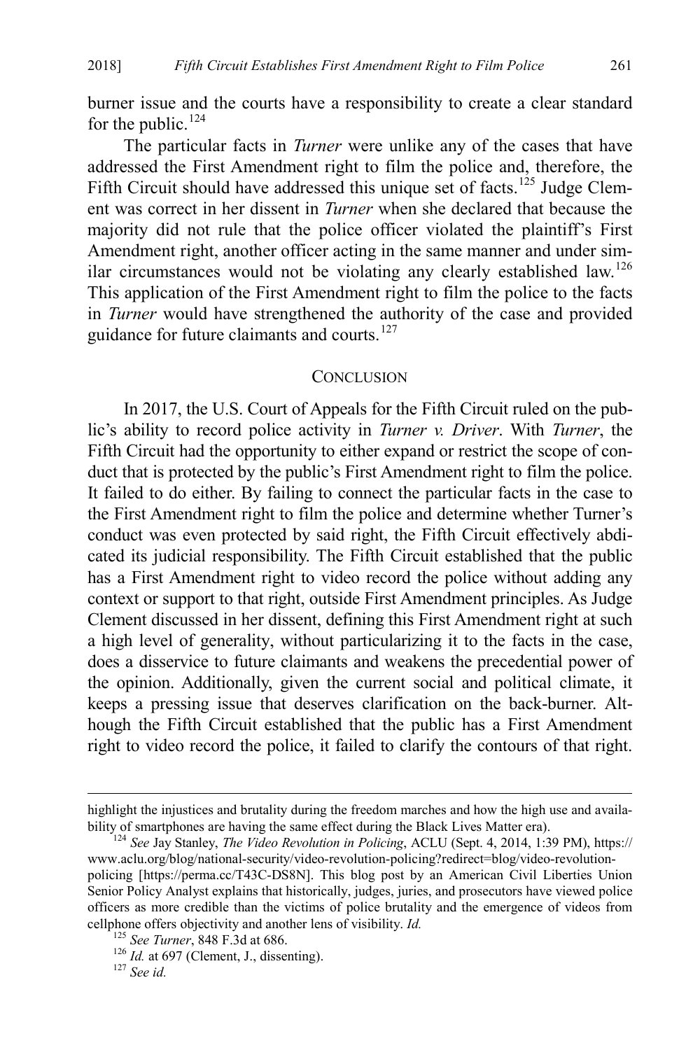burner issue and the courts have a responsibility to create a clear standard for the public.[124]

The particular facts in *Turner* were unlike any of the cases that have addressed the First Amendment right to film the police and, therefore, the Fifth Circuit should have addressed this unique set of facts.[125] Judge Clement was correct in her dissent in *Turner* when she declared that because the majority did not rule that the police officer violated the plaintiff's First Amendment right, another officer acting in the same manner and under similar circumstances would not be violating any clearly established law.[126] This application of the First Amendment right to film the police to the facts in *Turner* would have strengthened the authority of the case and provided guidance for future claimants and courts.[127]

## CONCLUSION

In 2017, the U.S. Court of Appeals for the Fifth Circuit ruled on the public's ability to record police activity in *Turner v. Driver*. With *Turner*, the Fifth Circuit had the opportunity to either expand or restrict the scope of conduct that is protected by the public's First Amendment right to film the police. It failed to do either. By failing to connect the particular facts in the case to the First Amendment right to film the police and determine whether Turner's conduct was even protected by said right, the Fifth Circuit effectively abdicated its judicial responsibility. The Fifth Circuit established that the public has a First Amendment right to video record the police without adding any context or support to that right, outside First Amendment principles. As Judge Clement discussed in her dissent, defining this First Amendment right at such a high level of generality, without particularizing it to the facts in the case, does a disservice to future claimants and weakens the precedential power of the opinion. Additionally, given the current social and political climate, it keeps a pressing issue that deserves clarification on the back-burner. Although the Fifth Circuit established that the public has a First Amendment right to video record the police, it failed to clarify the contours of that right.

---

highlight the injustices and brutality during the freedom marches and how the high use and availability of smartphones are having the same effect during the Black Lives Matter era).

[124] *See* Jay Stanley, *The Video Revolution in Policing*, ACLU (Sept. 4, 2014, 1:39 PM), https://www.aclu.org/blog/national-security/video-revolution-policing?redirect=blog/video-revolution-policing [https://perma.cc/T43C-DS8N]. This blog post by an American Civil Liberties Union Senior Policy Analyst explains that historically, judges, juries, and prosecutors have viewed police officers as more credible than the victims of police brutality and the emergence of videos from cellphone offers objectivity and another lens of visibility. *Id.*

[125] *See Turner*, 848 F.3d at 686.

[126] *Id.* at 697 (Clement, J., dissenting).

[127] *See id.*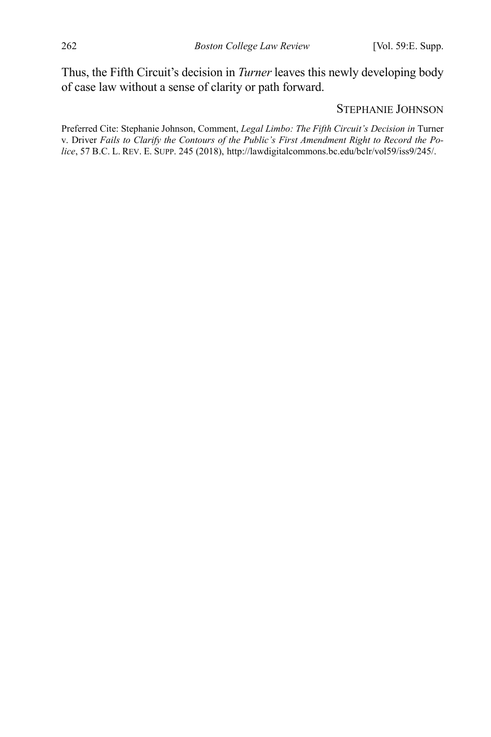Thus, the Fifth Circuit's decision in *Turner* leaves this newly developing body of case law without a sense of clarity or path forward.

STEPHANIE JOHNSON

Preferred Cite: Stephanie Johnson, Comment, *Legal Limbo: The Fifth Circuit's Decision in* Turner v. Driver *Fails to Clarify the Contours of the Public's First Amendment Right to Record the Police*, 57 B.C. L. REV. E. SUPP. 245 (2018), http://lawdigitalcommons.bc.edu/bclr/vol59/iss9/245/.